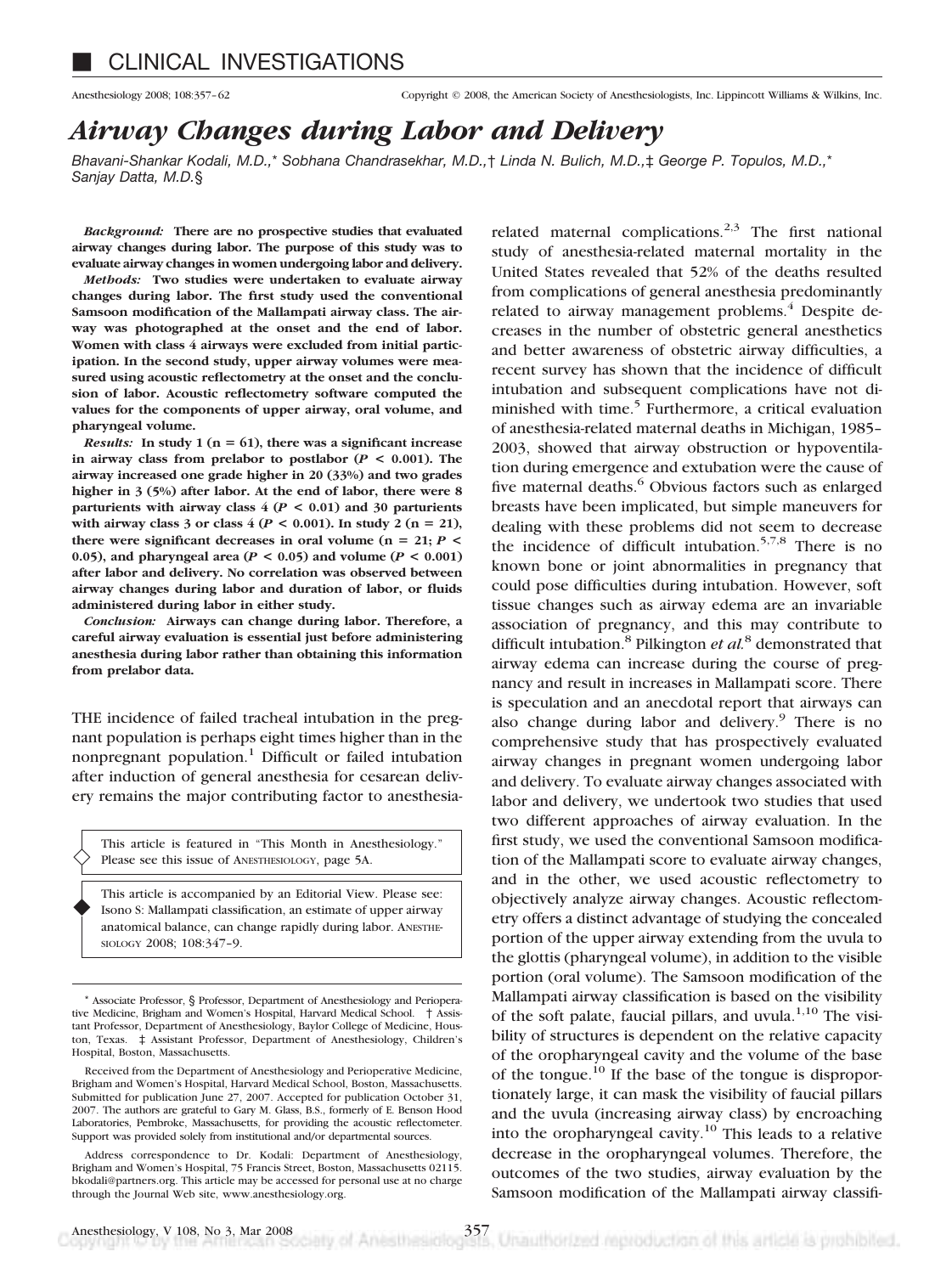# CLINICAL INVESTIGATIONS

# *Airway Changes during Labor and Delivery*

*Bhavani-Shankar Kodali, M.D.,\* Sobhana Chandrasekhar, M.D.,† Linda N. Bulich, M.D.,‡ George P. Topulos, M.D.,\* Sanjay Datta, M.D.§*

***Background:*** **There are no prospective studies that evaluated airway changes during labor. The purpose of this study was to evaluate airway changes in women undergoing labor and delivery.**

***Methods:*** **Two studies were undertaken to evaluate airway changes during labor. The first study used the conventional Samsoon modification of the Mallampati airway class. The airway was photographed at the onset and the end of labor. Women with class 4 airways were excluded from initial participation. In the second study, upper airway volumes were measured using acoustic reflectometry at the onset and the conclusion of labor. Acoustic reflectometry software computed the values for the components of upper airway, oral volume, and pharyngeal volume.**

***Results:*** **In study 1 (n = 61), there was a significant increase in airway class from prelabor to postlabor ($P < 0.001$). The airway increased one grade higher in 20 (33%) and two grades higher in 3 (5%) after labor. At the end of labor, there were 8 parturients with airway class 4 ($P < 0.01$) and 30 parturients with airway class 3 or class 4 ($P < 0.001$). In study 2 (n = 21), there were significant decreases in oral volume (n = 21; $P < 0.05$), and pharyngeal area ($P < 0.05$) and volume ($P < 0.001$) after labor and delivery. No correlation was observed between airway changes during labor and duration of labor, or fluids administered during labor in either study.**

***Conclusion:*** **Airways can change during labor. Therefore, a careful airway evaluation is essential just before administering anesthesia during labor rather than obtaining this information from prelabor data.**

THE incidence of failed tracheal intubation in the pregnant population is perhaps eight times higher than in the nonpregnant population.[1] Difficult or failed intubation after induction of general anesthesia for cesarean delivery remains the major contributing factor to anesthesia-related maternal complications.[2,3] The first national study of anesthesia-related maternal mortality in the United States revealed that 52% of the deaths resulted from complications of general anesthesia predominantly related to airway management problems.[4] Despite decreases in the number of obstetric general anesthetics and better awareness of obstetric airway difficulties, a recent survey has shown that the incidence of difficult intubation and subsequent complications have not diminished with time.[5] Furthermore, a critical evaluation of anesthesia-related maternal deaths in Michigan, 1985–2003, showed that airway obstruction or hypoventilation during emergence and extubation were the cause of five maternal deaths.[6] Obvious factors such as enlarged breasts have been implicated, but simple maneuvers for dealing with these problems did not seem to decrease the incidence of difficult intubation.[5,7,8] There is no known bone or joint abnormalities in pregnancy that could pose difficulties during intubation. However, soft tissue changes such as airway edema are an invariable association of pregnancy, and this may contribute to difficult intubation.[8] Pilkington *et al.*[8] demonstrated that airway edema can increase during the course of pregnancy and result in increases in Mallampati score. There is speculation and an anecdotal report that airways can also change during labor and delivery.[9] There is no comprehensive study that has prospectively evaluated airway changes in pregnant women undergoing labor and delivery. To evaluate airway changes associated with labor and delivery, we undertook two studies that used two different approaches of airway evaluation. In the first study, we used the conventional Samsoon modification of the Mallampati score to evaluate airway changes, and in the other, we used acoustic reflectometry to objectively analyze airway changes. Acoustic reflectometry offers a distinct advantage of studying the concealed portion of the upper airway extending from the uvula to the glottis (pharyngeal volume), in addition to the visible portion (oral volume). The Samsoon modification of the Mallampati airway classification is based on the visibility of the soft palate, faucial pillars, and uvula.[1,10] The visibility of structures is dependent on the relative capacity of the oropharyngeal cavity and the volume of the base of the tongue.[10] If the base of the tongue is disproportionately large, it can mask the visibility of faucial pillars and the uvula (increasing airway class) by encroaching into the oropharyngeal cavity.[10] This leads to a relative decrease in the oropharyngeal volumes. Therefore, the outcomes of the two studies, airway evaluation by the Samsoon modification of the Mallampati airway classifi-

This article is featured in "This Month in Anesthesiology." Please see this issue of ANESTHESIOLOGY, page 5A.

This article is accompanied by an Editorial View. Please see: Isono S: Mallampati classification, an estimate of upper airway anatomical balance, can change rapidly during labor. ANESTHESIOLOGY 2008; 108:347–9.

\* Associate Professor, § Professor, Department of Anesthesiology and Perioperative Medicine, Brigham and Women's Hospital, Harvard Medical School. † Assistant Professor, Department of Anesthesiology, Baylor College of Medicine, Houston, Texas. ‡ Assistant Professor, Department of Anesthesiology, Children's Hospital, Boston, Massachusetts.

Received from the Department of Anesthesiology and Perioperative Medicine, Brigham and Women's Hospital, Harvard Medical School, Boston, Massachusetts. Submitted for publication June 27, 2007. Accepted for publication October 31, 2007. The authors are grateful to Gary M. Glass, B.S., formerly of E. Benson Hood Laboratories, Pembroke, Massachusetts, for providing the acoustic reflectometer. Support was provided solely from institutional and/or departmental sources.

Address correspondence to Dr. Kodali: Department of Anesthesiology, Brigham and Women's Hospital, 75 Francis Street, Boston, Massachusetts 02115. bkodali@partners.org. This article may be accessed for personal use at no charge through the Journal Web site, www.anesthesiology.org.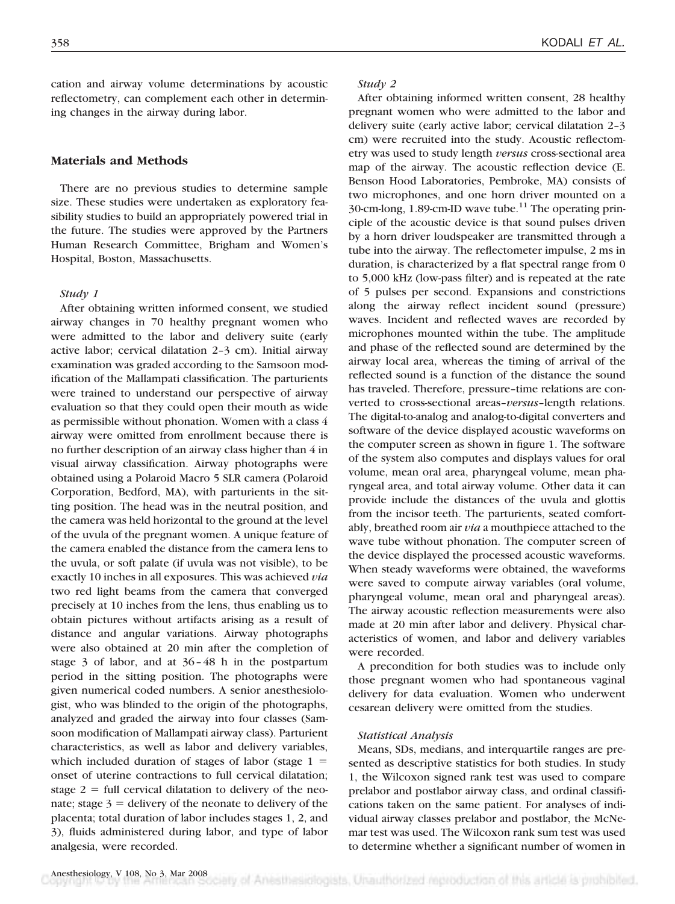cation and airway volume determinations by acoustic reflectometry, can complement each other in determining changes in the airway during labor.

## Materials and Methods

There are no previous studies to determine sample size. These studies were undertaken as exploratory feasibility studies to build an appropriately powered trial in the future. The studies were approved by the Partners Human Research Committee, Brigham and Women's Hospital, Boston, Massachusetts.

### *Study 1*

After obtaining written informed consent, we studied airway changes in 70 healthy pregnant women who were admitted to the labor and delivery suite (early active labor; cervical dilatation 2–3 cm). Initial airway examination was graded according to the Samsoon modification of the Mallampati classification. The parturients were trained to understand our perspective of airway evaluation so that they could open their mouth as wide as permissible without phonation. Women with a class 4 airway were omitted from enrollment because there is no further description of an airway class higher than 4 in visual airway classification. Airway photographs were obtained using a Polaroid Macro 5 SLR camera (Polaroid Corporation, Bedford, MA), with parturients in the sitting position. The head was in the neutral position, and the camera was held horizontal to the ground at the level of the uvula of the pregnant women. A unique feature of the camera enabled the distance from the camera lens to the uvula, or soft palate (if uvula was not visible), to be exactly 10 inches in all exposures. This was achieved *via* two red light beams from the camera that converged precisely at 10 inches from the lens, thus enabling us to obtain pictures without artifacts arising as a result of distance and angular variations. Airway photographs were also obtained at 20 min after the completion of stage 3 of labor, and at 36–48 h in the postpartum period in the sitting position. The photographs were given numerical coded numbers. A senior anesthesiologist, who was blinded to the origin of the photographs, analyzed and graded the airway into four classes (Samsoon modification of Mallampati airway class). Parturient characteristics, as well as labor and delivery variables, which included duration of stages of labor (stage 1 = onset of uterine contractions to full cervical dilatation; stage 2 = full cervical dilatation to delivery of the neonate; stage 3 = delivery of the neonate to delivery of the placenta; total duration of labor includes stages 1, 2, and 3), fluids administered during labor, and type of labor analgesia, were recorded.

### *Study 2*

After obtaining informed written consent, 28 healthy pregnant women who were admitted to the labor and delivery suite (early active labor; cervical dilatation 2–3 cm) were recruited into the study. Acoustic reflectometry was used to study length *versus* cross-sectional area map of the airway. The acoustic reflection device (E. Benson Hood Laboratories, Pembroke, MA) consists of two microphones, and one horn driver mounted on a 30-cm-long, 1.89-cm-ID wave tube.[11] The operating principle of the acoustic device is that sound pulses driven by a horn driver loudspeaker are transmitted through a tube into the airway. The reflectometer impulse, 2 ms in duration, is characterized by a flat spectral range from 0 to 5,000 kHz (low-pass filter) and is repeated at the rate of 5 pulses per second. Expansions and constrictions along the airway reflect incident sound (pressure) waves. Incident and reflected waves are recorded by microphones mounted within the tube. The amplitude and phase of the reflected sound are determined by the airway local area, whereas the timing of arrival of the reflected sound is a function of the distance the sound has traveled. Therefore, pressure–time relations are converted to cross-sectional areas–*versus*–length relations. The digital-to-analog and analog-to-digital converters and software of the device displayed acoustic waveforms on the computer screen as shown in figure 1. The software of the system also computes and displays values for oral volume, mean oral area, pharyngeal volume, mean pharyngeal area, and total airway volume. Other data it can provide include the distances of the uvula and glottis from the incisor teeth. The parturients, seated comfortably, breathed room air *via* a mouthpiece attached to the wave tube without phonation. The computer screen of the device displayed the processed acoustic waveforms. When steady waveforms were obtained, the waveforms were saved to compute airway variables (oral volume, pharyngeal volume, mean oral and pharyngeal areas). The airway acoustic reflection measurements were also made at 20 min after labor and delivery. Physical characteristics of women, and labor and delivery variables were recorded.

A precondition for both studies was to include only those pregnant women who had spontaneous vaginal delivery for data evaluation. Women who underwent cesarean delivery were omitted from the studies.

### *Statistical Analysis*

Means, SDs, medians, and interquartile ranges are presented as descriptive statistics for both studies. In study 1, the Wilcoxon signed rank test was used to compare prelabor and postlabor airway class, and ordinal classifications taken on the same patient. For analyses of individual airway classes prelabor and postlabor, the McNemar test was used. The Wilcoxon rank sum test was used to determine whether a significant number of women in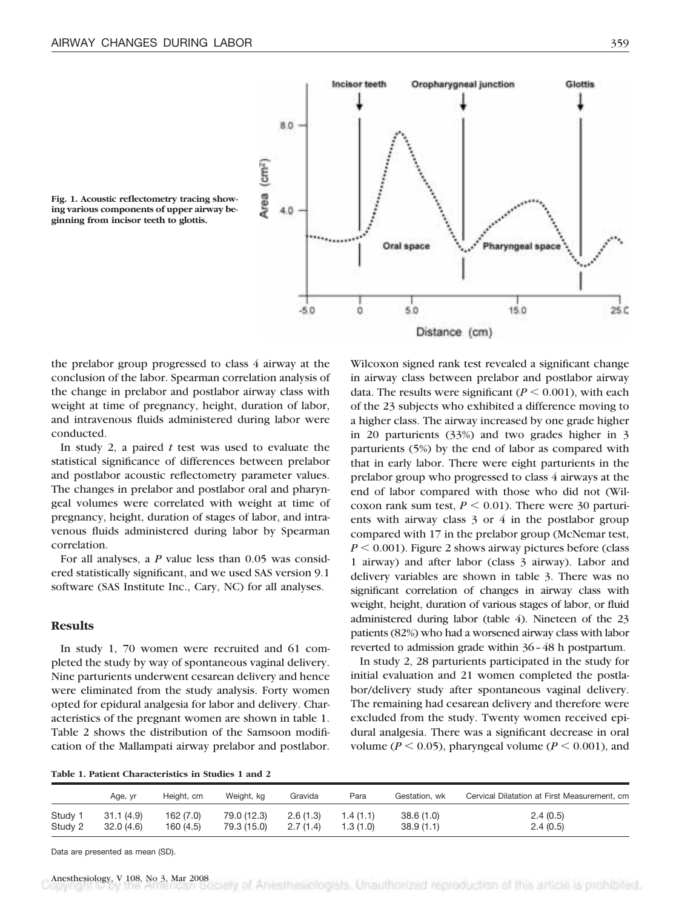Fig. 1. Acoustic reflectometry tracing showing various components of upper airway beginning from incisor teeth to glottis.

the prelabor group progressed to class 4 airway at the conclusion of the labor. Spearman correlation analysis of the change in prelabor and postlabor airway class with weight at time of pregnancy, height, duration of labor, and intravenous fluids administered during labor were conducted.

In study 2, a paired *t* test was used to evaluate the statistical significance of differences between prelabor and postlabor acoustic reflectometry parameter values. The changes in prelabor and postlabor oral and pharyngeal volumes were correlated with weight at time of pregnancy, height, duration of stages of labor, and intravenous fluids administered during labor by Spearman correlation.

For all analyses, a *P* value less than 0.05 was considered statistically significant, and we used SAS version 9.1 software (SAS Institute Inc., Cary, NC) for all analyses.

## Results

In study 1, 70 women were recruited and 61 completed the study by way of spontaneous vaginal delivery. Nine parturients underwent cesarean delivery and hence were eliminated from the study analysis. Forty women opted for epidural analgesia for labor and delivery. Characteristics of the pregnant women are shown in table 1. Table 2 shows the distribution of the Samsoon modification of the Mallampati airway prelabor and postlabor. Wilcoxon signed rank test revealed a significant change in airway class between prelabor and postlabor airway data. The results were significant ($P < 0.001$), with each of the 23 subjects who exhibited a difference moving to a higher class. The airway increased by one grade higher in 20 parturients (33%) and two grades higher in 3 parturients (5%) by the end of labor as compared with that in early labor. There were eight parturients in the prelabor group who progressed to class 4 airways at the end of labor compared with those who did not (Wilcoxon rank sum test, $P < 0.01$). There were 30 parturients with airway class 3 or 4 in the postlabor group compared with 17 in the prelabor group (McNemar test, $P < 0.001$). Figure 2 shows airway pictures before (class 1 airway) and after labor (class 3 airway). Labor and delivery variables are shown in table 3. There was no significant correlation of changes in airway class with weight, height, duration of various stages of labor, or fluid administered during labor (table 4). Nineteen of the 23 patients (82%) who had a worsened airway class with labor reverted to admission grade within 36–48 h postpartum.

In study 2, 28 parturients participated in the study for initial evaluation and 21 women completed the postlabor/delivery study after spontaneous vaginal delivery. The remaining had cesarean delivery and therefore were excluded from the study. Twenty women received epidural analgesia. There was a significant decrease in oral volume ($P < 0.05$), pharyngeal volume ($P < 0.001$), and

**Table 1. Patient Characteristics in Studies 1 and 2**

| | Age, yr | Height, cm | Weight, kg | Gravida | Para | Gestation, wk | Cervical Dilatation at First Measurement, cm |
|---|---|---|---|---|---|---|---|
| Study 1 | 31.1 (4.9) | 162 (7.0) | 79.0 (12.3) | 2.6 (1.3) | 1.4 (1.1) | 38.6 (1.0) | 2.4 (0.5) |
| Study 2 | 32.0 (4.6) | 160 (4.5) | 79.3 (15.0) | 2.7 (1.4) | 1.3 (1.0) | 38.9 (1.1) | 2.4 (0.5) |

Data are presented as mean (SD).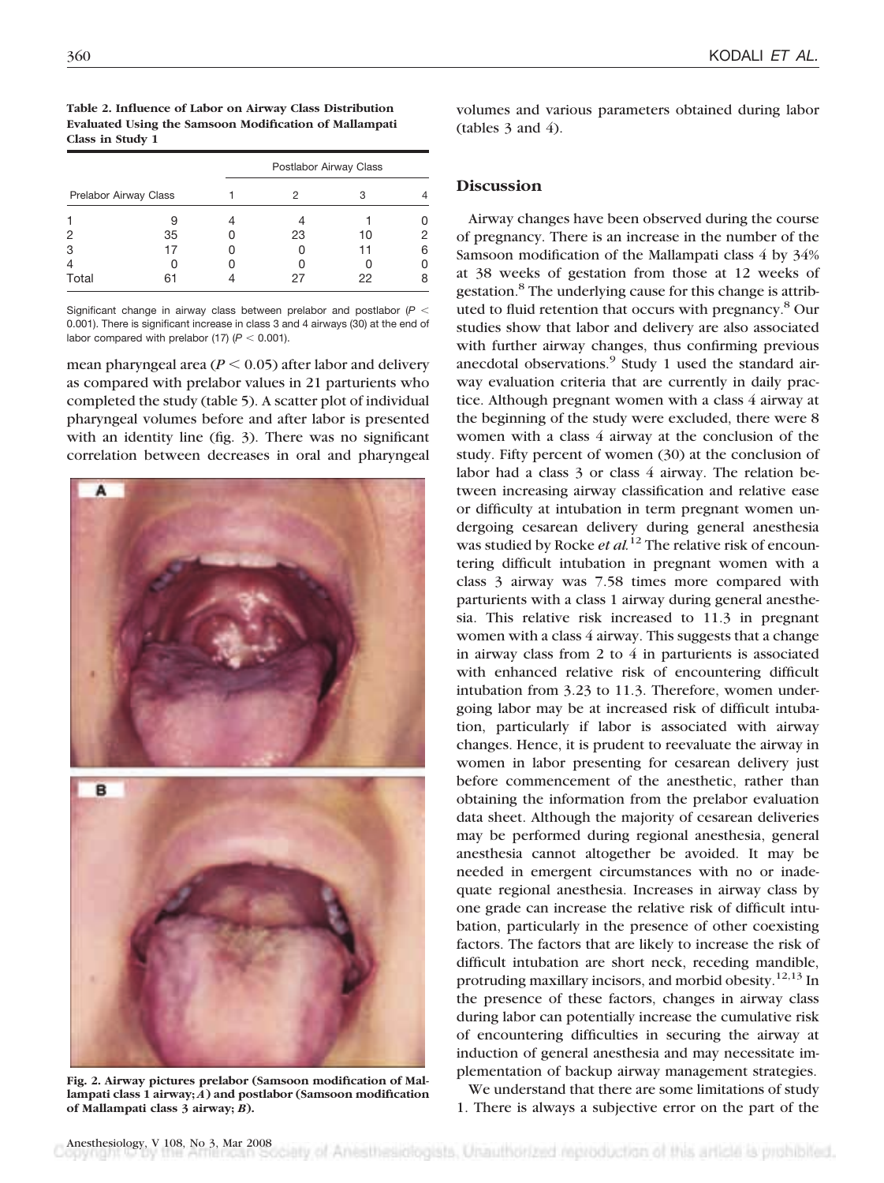**Table 2. Influence of Labor on Airway Class Distribution Evaluated Using the Samsoon Modification of Mallampati Class in Study 1**

| Prelabor Airway Class | | Postlabor Airway Class | | | |
|---|---|---|---|---|---|
| | | 1 | 2 | 3 | 4 |
| 1 | 9 | 4 | 4 | 1 | 0 |
| 2 | 35 | 0 | 23 | 10 | 2 |
| 3 | 17 | 0 | 0 | 11 | 6 |
| 4 | 0 | 0 | 0 | 0 | 0 |
| Total | 61 | 4 | 27 | 22 | 8 |

Significant change in airway class between prelabor and postlabor ($P < 0.001$). There is significant increase in class 3 and 4 airways (30) at the end of labor compared with prelabor (17) ($P < 0.001$).

mean pharyngeal area ($P < 0.05$) after labor and delivery as compared with prelabor values in 21 parturients who completed the study (table 5). A scatter plot of individual pharyngeal volumes before and after labor is presented with an identity line (fig. 3). There was no significant correlation between decreases in oral and pharyngeal volumes and various parameters obtained during labor (tables 3 and 4).

**Fig. 2. Airway pictures prelabor (Samsoon modification of Mallampati class 1 airway; *A*) and postlabor (Samsoon modification of Mallampati class 3 airway; *B*).**

## Discussion

Airway changes have been observed during the course of pregnancy. There is an increase in the number of the Samsoon modification of the Mallampati class 4 by 34% at 38 weeks of gestation from those at 12 weeks of gestation.[8] The underlying cause for this change is attributed to fluid retention that occurs with pregnancy.[8] Our studies show that labor and delivery are also associated with further airway changes, thus confirming previous anecdotal observations.[9] Study 1 used the standard airway evaluation criteria that are currently in daily practice. Although pregnant women with a class 4 airway at the beginning of the study were excluded, there were 8 women with a class 4 airway at the conclusion of the study. Fifty percent of women (30) at the conclusion of labor had a class 3 or class 4 airway. The relation between increasing airway classification and relative ease or difficulty at intubation in term pregnant women undergoing cesarean delivery during general anesthesia was studied by Rocke *et al.*[12] The relative risk of encountering difficult intubation in pregnant women with a class 3 airway was 7.58 times more compared with parturients with a class 1 airway during general anesthesia. This relative risk increased to 11.3 in pregnant women with a class 4 airway. This suggests that a change in airway class from 2 to 4 in parturients is associated with enhanced relative risk of encountering difficult intubation from 3.23 to 11.3. Therefore, women undergoing labor may be at increased risk of difficult intubation, particularly if labor is associated with airway changes. Hence, it is prudent to reevaluate the airway in women in labor presenting for cesarean delivery just before commencement of the anesthetic, rather than obtaining the information from the prelabor evaluation data sheet. Although the majority of cesarean deliveries may be performed during regional anesthesia, general anesthesia cannot altogether be avoided. It may be needed in emergent circumstances with no or inadequate regional anesthesia. Increases in airway class by one grade can increase the relative risk of difficult intubation, particularly in the presence of other coexisting factors. The factors that are likely to increase the risk of difficult intubation are short neck, receding mandible, protruding maxillary incisors, and morbid obesity.[12,13] In the presence of these factors, changes in airway class during labor can potentially increase the cumulative risk of encountering difficulties in securing the airway at induction of general anesthesia and may necessitate implementation of backup airway management strategies.

We understand that there are some limitations of study 1. There is always a subjective error on the part of the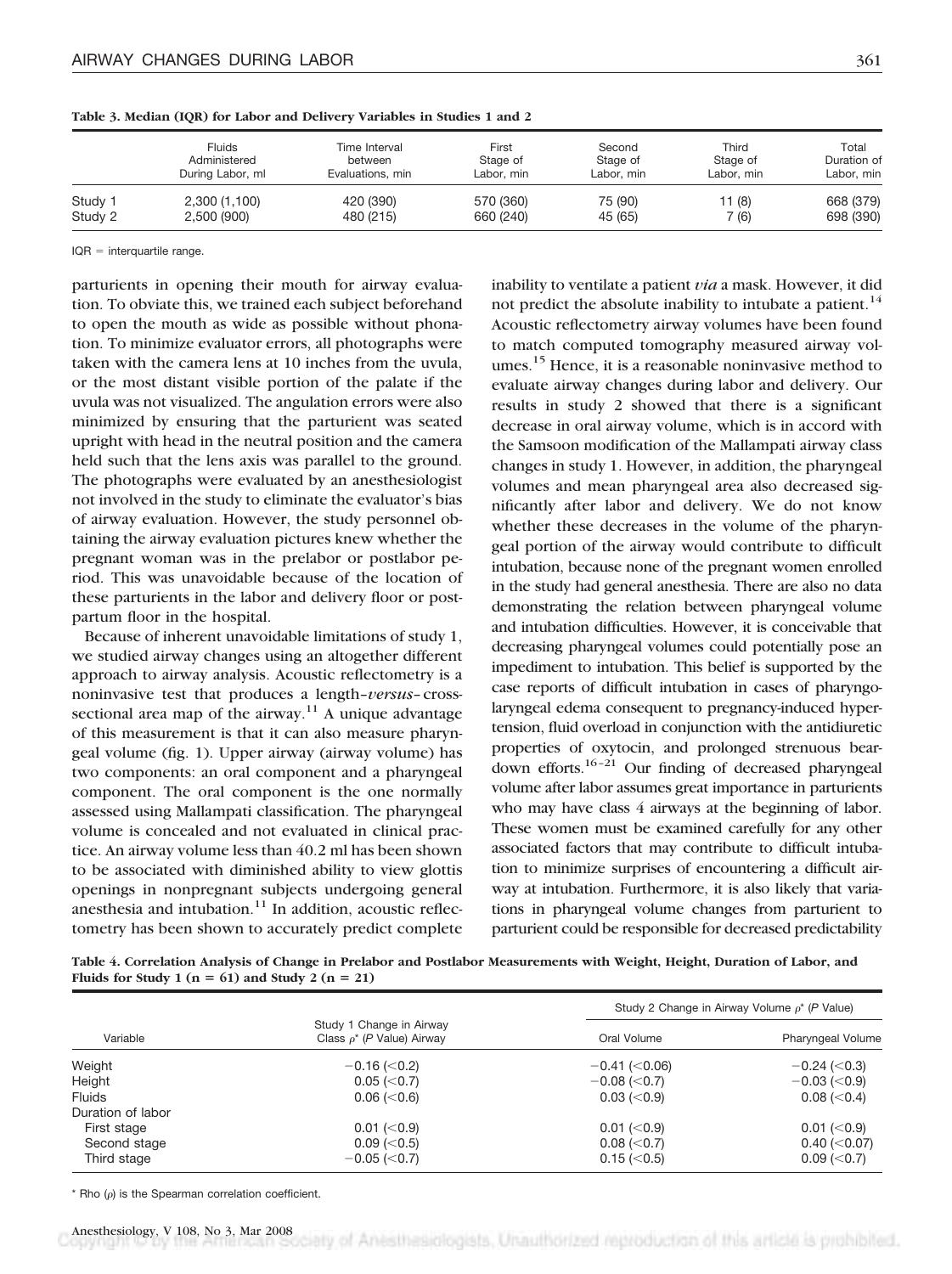**Table 3. Median (IQR) for Labor and Delivery Variables in Studies 1 and 2**

| | Fluids Administered During Labor, ml | Time Interval between Evaluations, min | First Stage of Labor, min | Second Stage of Labor, min | Third Stage of Labor, min | Total Duration of Labor, min |
|---|---|---|---|---|---|---|
| Study 1 | 2,300 (1,100) | 420 (390) | 570 (360) | 75 (90) | 11 (8) | 668 (379) |
| Study 2 | 2,500 (900) | 480 (215) | 660 (240) | 45 (65) | 7 (6) | 698 (390) |

IQR = interquartile range.

parturients in opening their mouth for airway evaluation. To obviate this, we trained each subject beforehand to open the mouth as wide as possible without phonation. To minimize evaluator errors, all photographs were taken with the camera lens at 10 inches from the uvula, or the most distant visible portion of the palate if the uvula was not visualized. The angulation errors were also minimized by ensuring that the parturient was seated upright with head in the neutral position and the camera held such that the lens axis was parallel to the ground. The photographs were evaluated by an anesthesiologist not involved in the study to eliminate the evaluator's bias of airway evaluation. However, the study personnel obtaining the airway evaluation pictures knew whether the pregnant woman was in the prelabor or postlabor period. This was unavoidable because of the location of these parturients in the labor and delivery floor or postpartum floor in the hospital.

Because of inherent unavoidable limitations of study 1, we studied airway changes using an altogether different approach to airway analysis. Acoustic reflectometry is a noninvasive test that produces a length–*versus*–cross-sectional area map of the airway.[11] A unique advantage of this measurement is that it can also measure pharyngeal volume (fig. 1). Upper airway (airway volume) has two components: an oral component and a pharyngeal component. The oral component is the one normally assessed using Mallampati classification. The pharyngeal volume is concealed and not evaluated in clinical practice. An airway volume less than 40.2 ml has been shown to be associated with diminished ability to view glottis openings in nonpregnant subjects undergoing general anesthesia and intubation.[11] In addition, acoustic reflectometry has been shown to accurately predict complete inability to ventilate a patient *via* a mask. However, it did not predict the absolute inability to intubate a patient.[14] Acoustic reflectometry airway volumes have been found to match computed tomography measured airway volumes.[15] Hence, it is a reasonable noninvasive method to evaluate airway changes during labor and delivery. Our results in study 2 showed that there is a significant decrease in oral airway volume, which is in accord with the Samsoon modification of the Mallampati airway class changes in study 1. However, in addition, the pharyngeal volumes and mean pharyngeal area also decreased significantly after labor and delivery. We do not know whether these decreases in the volume of the pharyngeal portion of the airway would contribute to difficult intubation, because none of the pregnant women enrolled in the study had general anesthesia. There are also no data demonstrating the relation between pharyngeal volume and intubation difficulties. However, it is conceivable that decreasing pharyngeal volumes could potentially pose an impediment to intubation. This belief is supported by the case reports of difficult intubation in cases of pharyngolaryngeal edema consequent to pregnancy-induced hypertension, fluid overload in conjunction with the antidiuretic properties of oxytocin, and prolonged strenuous bear-down efforts.[16–21] Our finding of decreased pharyngeal volume after labor assumes great importance in parturients who may have class 4 airways at the beginning of labor. These women must be examined carefully for any other associated factors that may contribute to difficult intubation to minimize surprises of encountering a difficult airway at intubation. Furthermore, it is also likely that variations in pharyngeal volume changes from parturient to parturient could be responsible for decreased predictability

**Table 4. Correlation Analysis of Change in Prelabor and Postlabor Measurements with Weight, Height, Duration of Labor, and Fluids for Study 1 (n = 61) and Study 2 (n = 21)**

| Variable | Study 1 Change in Airway Class $\rho$* (*P* Value) Airway | Study 2 Change in Airway Volume $\rho$* (*P* Value) | |
|---|---|---|---|
| | | Oral Volume | Pharyngeal Volume |
| Weight | −0.16 (<0.2) | −0.41 (<0.06) | −0.24 (<0.3) |
| Height | 0.05 (<0.7) | −0.08 (<0.7) | −0.03 (<0.9) |
| Fluids | 0.06 (<0.6) | 0.03 (<0.9) | 0.08 (<0.4) |
| Duration of labor | | | |
| First stage | 0.01 (<0.9) | 0.01 (<0.9) | 0.01 (<0.9) |
| Second stage | 0.09 (<0.5) | 0.08 (<0.7) | 0.40 (<0.07) |
| Third stage | −0.05 (<0.7) | 0.15 (<0.5) | 0.09 (<0.7) |

\* Rho ($\rho$) is the Spearman correlation coefficient.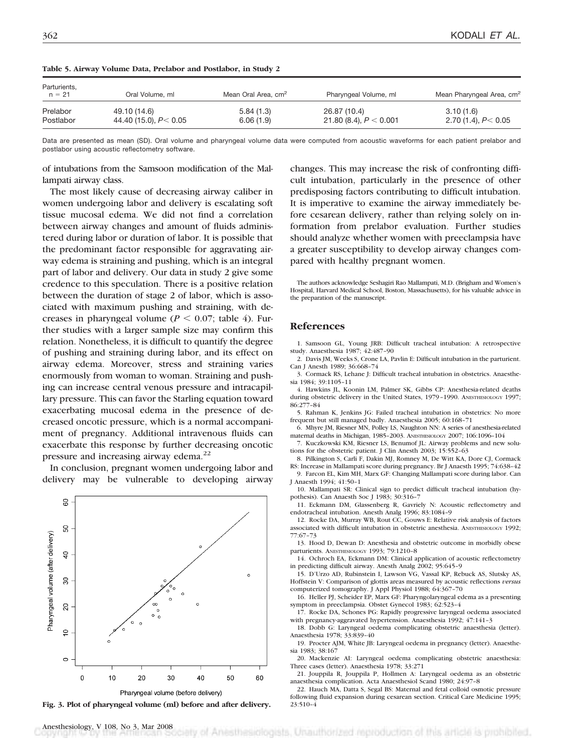**Table 5. Airway Volume Data, Prelabor and Postlabor, in Study 2**

| Parturients, n = 21 | Oral Volume, ml | Mean Oral Area, $cm^2$ | Pharyngeal Volume, ml | Mean Pharyngeal Area, $cm^2$ |
|---|---|---|---|---|
| Prelabor | 49.10 (14.6) | 5.84 (1.3) | 26.87 (10.4) | 3.10 (1.6) |
| Postlabor | 44.40 (15.0), $P < 0.05$ | 6.06 (1.9) | 21.80 (8.4), $P < 0.001$ | 2.70 (1.4), $P < 0.05$ |

Data are presented as mean (SD). Oral volume and pharyngeal volume data were computed from acoustic waveforms for each patient prelabor and postlabor using acoustic reflectometry software.

of intubations from the Samsoon modification of the Mallampati airway class.

The most likely cause of decreasing airway caliber in women undergoing labor and delivery is escalating soft tissue mucosal edema. We did not find a correlation between airway changes and amount of fluids administered during labor or duration of labor. It is possible that the predominant factor responsible for aggravating airway edema is straining and pushing, which is an integral part of labor and delivery. Our data in study 2 give some credence to this speculation. There is a positive relation between the duration of stage 2 of labor, which is associated with maximum pushing and straining, with decreases in pharyngeal volume ($P < 0.07$; table 4). Further studies with a larger sample size may confirm this relation. Nonetheless, it is difficult to quantify the degree of pushing and straining during labor, and its effect on airway edema. Moreover, stress and straining varies enormously from woman to woman. Straining and pushing can increase central venous pressure and intracapillary pressure. This can favor the Starling equation toward exacerbating mucosal edema in the presence of decreased oncotic pressure, which is a normal accompaniment of pregnancy. Additional intravenous fluids can exacerbate this response by further decreasing oncotic pressure and increasing airway edema.[22]

In conclusion, pregnant women undergoing labor and delivery may be vulnerable to developing airway changes. This may increase the risk of confronting difficult intubation, particularly in the presence of other predisposing factors contributing to difficult intubation. It is imperative to examine the airway immediately before cesarean delivery, rather than relying solely on information from prelabor evaluation. Further studies should analyze whether women with preeclampsia have a greater susceptibility to develop airway changes compared with healthy pregnant women.

Pharyngeal volume (after delivery)
0 10 20 30 40 50 60
Pharyngeal volume (before delivery)
0 10 20 30 40 50 60

**Fig. 3. Plot of pharyngeal volume (ml) before and after delivery.**

The authors acknowledge Seshagiri Rao Mallampati, M.D. (Brigham and Women's Hospital, Harvard Medical School, Boston, Massachusetts), for his valuable advice in the preparation of the manuscript.

## References

1. Samsoon GL, Young JRB: Difficult tracheal intubation: A retrospective study. Anaesthesia 1987; 42:487–90
2. Davis JM, Weeks S, Crone LA, Pavlin E: Difficult intubation in the parturient. Can J Anesth 1989; 36:668–74
3. Cormack RS, Lehane J: Difficult tracheal intubation in obstetrics. Anaesthesia 1984; 39:1105–11
4. Hawkins JL, Koonin LM, Palmer SK, Gibbs CP: Anesthesia-related deaths during obstetric delivery in the United States, 1979–1990. ANESTHESIOLOGY 1997; 86:277–84
5. Rahman K, Jenkins JG: Failed tracheal intubation in obstetrics: No more frequent but still managed badly. Anaesthesia 2005; 60:168–71
6. Mhyre JM, Riesner MN, Polley LS, Naughton NN: A series of anesthesia-related maternal deaths in Michigan, 1985–2003. ANESTHESIOLOGY 2007; 106:1096–104
7. Kuczkowski KM, Riesner LS, Benumof JL: Airway problems and new solutions for the obstetric patient. J Clin Anesth 2003; 15:552–63
8. Pilkington S, Carli F, Dakin MJ, Romney M, De Witt KA, Dore CJ, Cormack RS: Increase in Mallampati score during pregnancy. Br J Anaesth 1995; 74:638–42
9. Farcon EL, Kim MH, Marx GF: Changing Mallampati score during labor. Can J Anaesth 1994; 41:50–1
10. Mallampati SR: Clinical sign to predict difficult tracheal intubation (hypothesis). Can Anaesth Soc J 1983; 30:316–7
11. Eckmann DM, Glassenberg R, Gavriely N: Acoustic reflectometry and endotracheal intubation. Anesth Analg 1996; 83:1084–9
12. Rocke DA, Murray WB, Rout CC, Gouws E: Relative risk analysis of factors associated with difficult intubation in obstetric anesthesia. ANESTHESIOLOGY 1992; 77:67–73
13. Hood D, Dewan D: Anesthesia and obstetric outcome in morbidly obese parturients. ANESTHESIOLOGY 1993; 79:1210–8
14. Ochroch EA, Eckmann DM: Clinical application of acoustic reflectometry in predicting difficult airway. Anesth Analg 2002; 95:645–9
15. D'Urzo AD, Rubinstein I, Lawson VG, Vassal KP, Rebuck AS, Slutsky AS, Hoffstein V: Comparison of glottis areas measured by acoustic reflections *versus* computerized tomography. J Appl Physiol 1988; 64:367–70
16. Heller PJ, Scheider EP, Marx GF: Pharyngolaryngeal edema as a presenting symptom in preeclampsia. Obstet Gynecol 1983; 62:523–4
17. Rocke DA, Schones PG: Rapidly progressive laryngeal oedema associated with pregnancy-aggravated hypertension. Anaesthesia 1992; 47:141–3
18. Dobb G: Laryngeal oedema complicating obstetric anaesthesia (letter). Anaesthesia 1978; 33:839–40
19. Procter AJM, White JB: Laryngeal oedema in pregnancy (letter). Anaesthesia 1983; 38:167
20. Mackenzie AI: Laryngeal oedema complicating obstetric anaesthesia: Three cases (letter). Anaesthesia 1978; 33:271
21. Jouppila R, Jouppila P, Hollmen A: Laryngeal oedema as an obstetric anaesthesia complication. Acta Anaesthesiol Scand 1980; 24:97–8
22. Hauch MA, Datta S, Segal BS: Maternal and fetal colloid osmotic pressure following fluid expansion during cesarean section. Critical Care Medicine 1995; 23:510–4